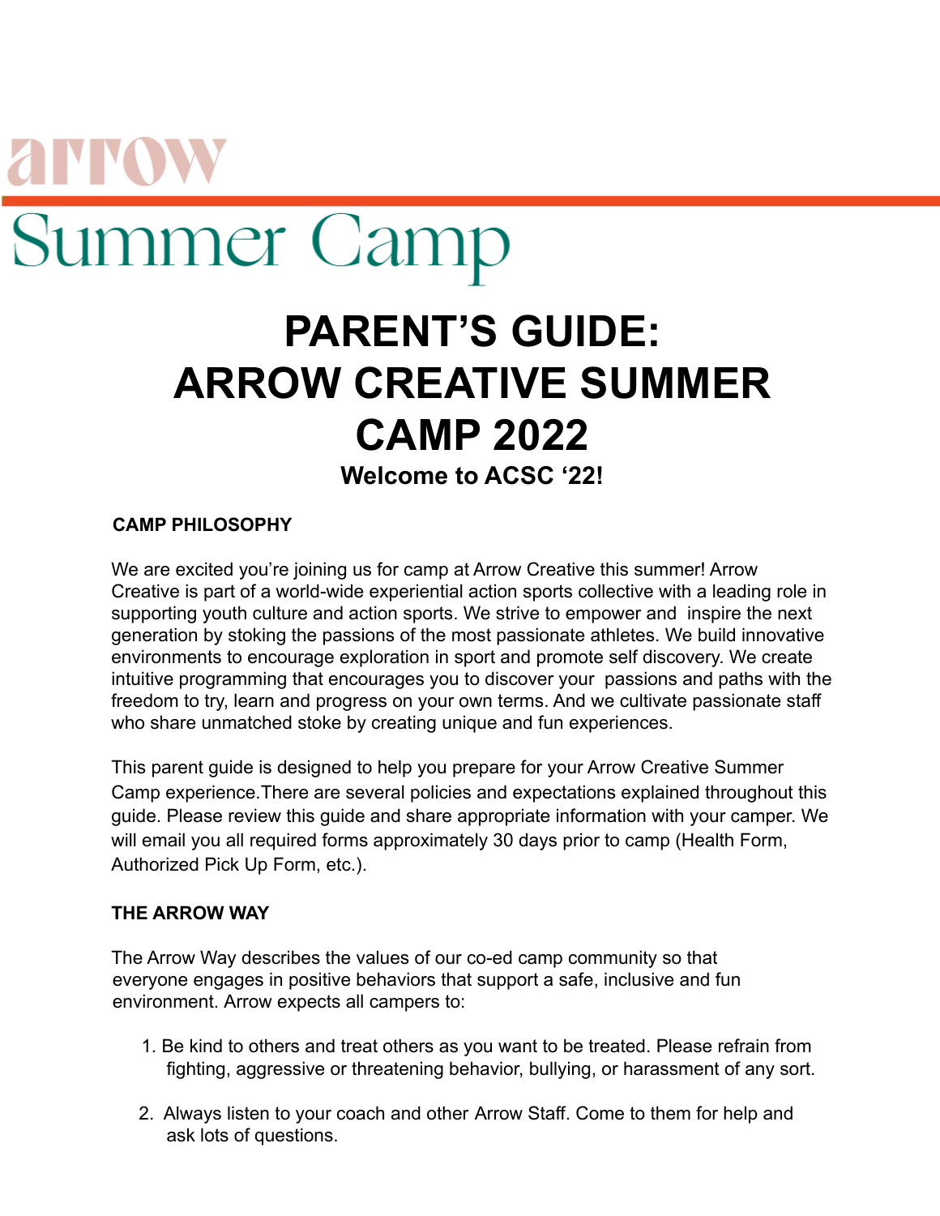arrow

Summer Camp

# PARENT'S GUIDE: ARROW CREATIVE SUMMER CAMP 2022

**Welcome to ACSC '22!**

## CAMP PHILOSOPHY

We are excited you're joining us for camp at Arrow Creative this summer! Arrow Creative is part of a world-wide experiential action sports collective with a leading role in supporting youth culture and action sports. We strive to empower and inspire the next generation by stoking the passions of the most passionate athletes. We build innovative environments to encourage exploration in sport and promote self discovery. We create intuitive programming that encourages you to discover your passions and paths with the freedom to try, learn and progress on your own terms. And we cultivate passionate staff who share unmatched stoke by creating unique and fun experiences.

This parent guide is designed to help you prepare for your Arrow Creative Summer Camp experience.There are several policies and expectations explained throughout this guide. Please review this guide and share appropriate information with your camper. We will email you all required forms approximately 30 days prior to camp (Health Form, Authorized Pick Up Form, etc.).

## THE ARROW WAY

The Arrow Way describes the values of our co-ed camp community so that everyone engages in positive behaviors that support a safe, inclusive and fun environment. Arrow expects all campers to:

1. Be kind to others and treat others as you want to be treated. Please refrain from fighting, aggressive or threatening behavior, bullying, or harassment of any sort.

2. Always listen to your coach and other Arrow Staff. Come to them for help and ask lots of questions.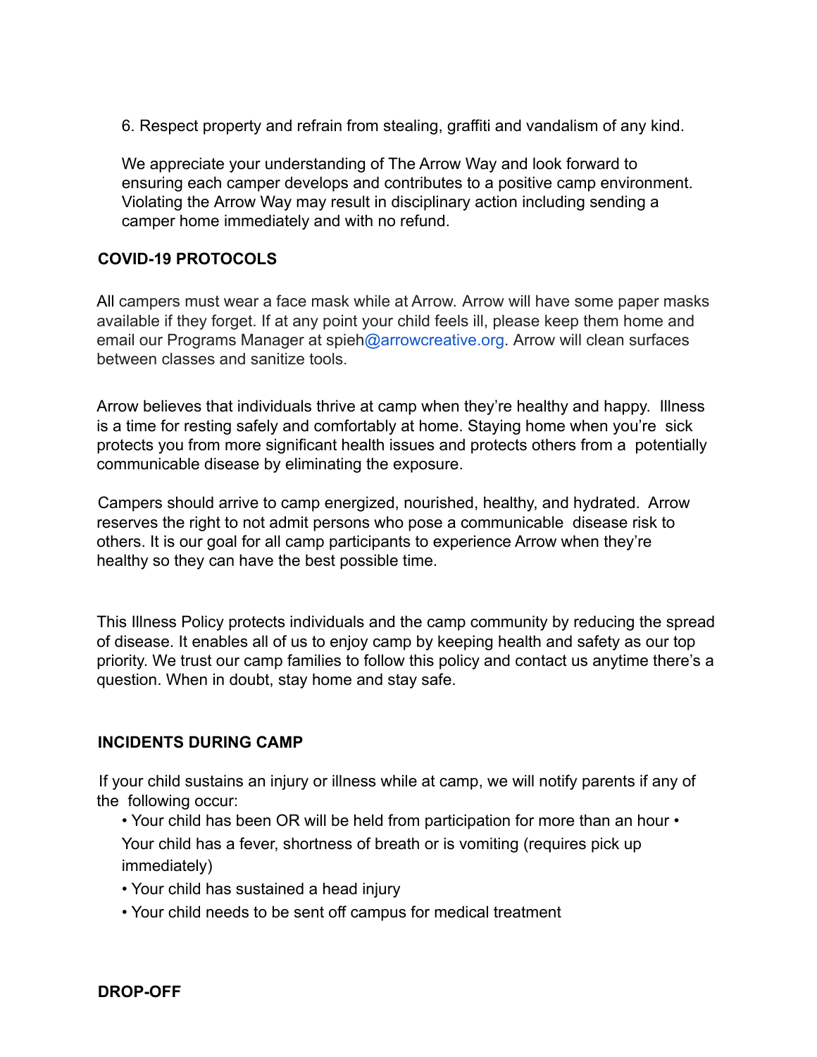6. Respect property and refrain from stealing, graffiti and vandalism of any kind.

We appreciate your understanding of The Arrow Way and look forward to ensuring each camper develops and contributes to a positive camp environment. Violating the Arrow Way may result in disciplinary action including sending a camper home immediately and with no refund.

**COVID-19 PROTOCOLS**

All campers must wear a face mask while at Arrow. Arrow will have some paper masks available if they forget. If at any point your child feels ill, please keep them home and email our Programs Manager at spieh@arrowcreative.org. Arrow will clean surfaces between classes and sanitize tools.

Arrow believes that individuals thrive at camp when they're healthy and happy. Illness is a time for resting safely and comfortably at home. Staying home when you're sick protects you from more significant health issues and protects others from a potentially communicable disease by eliminating the exposure.

Campers should arrive to camp energized, nourished, healthy, and hydrated. Arrow reserves the right to not admit persons who pose a communicable disease risk to others. It is our goal for all camp participants to experience Arrow when they're healthy so they can have the best possible time.

This Illness Policy protects individuals and the camp community by reducing the spread of disease. It enables all of us to enjoy camp by keeping health and safety as our top priority. We trust our camp families to follow this policy and contact us anytime there's a question. When in doubt, stay home and stay safe.

**INCIDENTS DURING CAMP**

If your child sustains an injury or illness while at camp, we will notify parents if any of the following occur:

- Your child has been OR will be held from participation for more than an hour
- Your child has a fever, shortness of breath or is vomiting (requires pick up immediately)
- Your child has sustained a head injury
- Your child needs to be sent off campus for medical treatment

**DROP-OFF**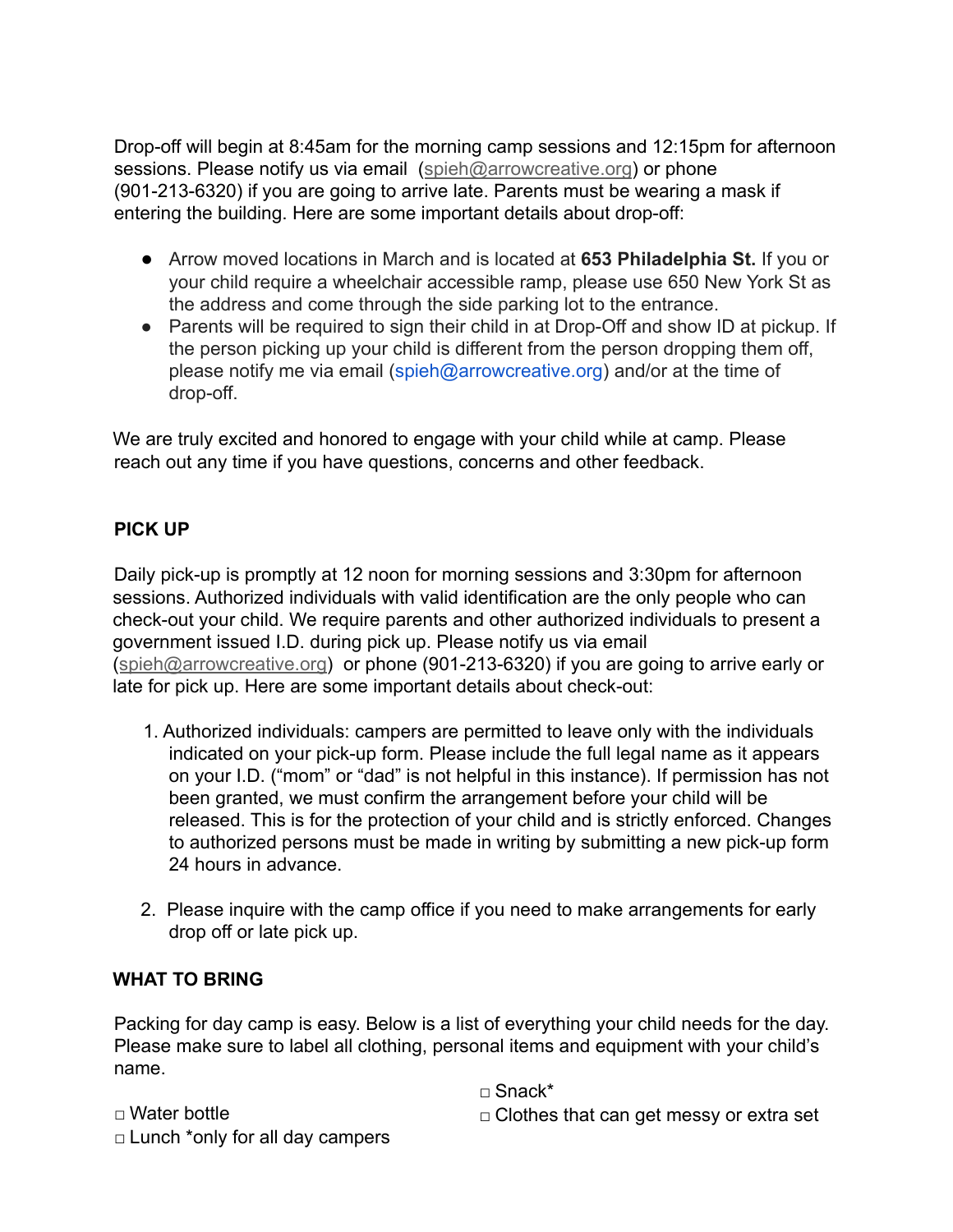Drop-off will begin at 8:45am for the morning camp sessions and 12:15pm for afternoon sessions. Please notify us via email (spieh@arrowcreative.org) or phone (901-213-6320) if you are going to arrive late. Parents must be wearing a mask if entering the building. Here are some important details about drop-off:

- Arrow moved locations in March and is located at **653 Philadelphia St.** If you or your child require a wheelchair accessible ramp, please use 650 New York St as the address and come through the side parking lot to the entrance.
- Parents will be required to sign their child in at Drop-Off and show ID at pickup. If the person picking up your child is different from the person dropping them off, please notify me via email (spieh@arrowcreative.org) and/or at the time of drop-off.

We are truly excited and honored to engage with your child while at camp. Please reach out any time if you have questions, concerns and other feedback.

**PICK UP**

Daily pick-up is promptly at 12 noon for morning sessions and 3:30pm for afternoon sessions. Authorized individuals with valid identification are the only people who can check-out your child. We require parents and other authorized individuals to present a government issued I.D. during pick up. Please notify us via email (spieh@arrowcreative.org) or phone (901-213-6320) if you are going to arrive early or late for pick up. Here are some important details about check-out:

1. Authorized individuals: campers are permitted to leave only with the individuals indicated on your pick-up form. Please include the full legal name as it appears on your I.D. ("mom" or "dad" is not helpful in this instance). If permission has not been granted, we must confirm the arrangement before your child will be released. This is for the protection of your child and is strictly enforced. Changes to authorized persons must be made in writing by submitting a new pick-up form 24 hours in advance.

2. Please inquire with the camp office if you need to make arrangements for early drop off or late pick up.

**WHAT TO BRING**

Packing for day camp is easy. Below is a list of everything your child needs for the day. Please make sure to label all clothing, personal items and equipment with your child's name.

□ Water bottle
□ Lunch *only for all day campers
□ Snack*
□ Clothes that can get messy or extra set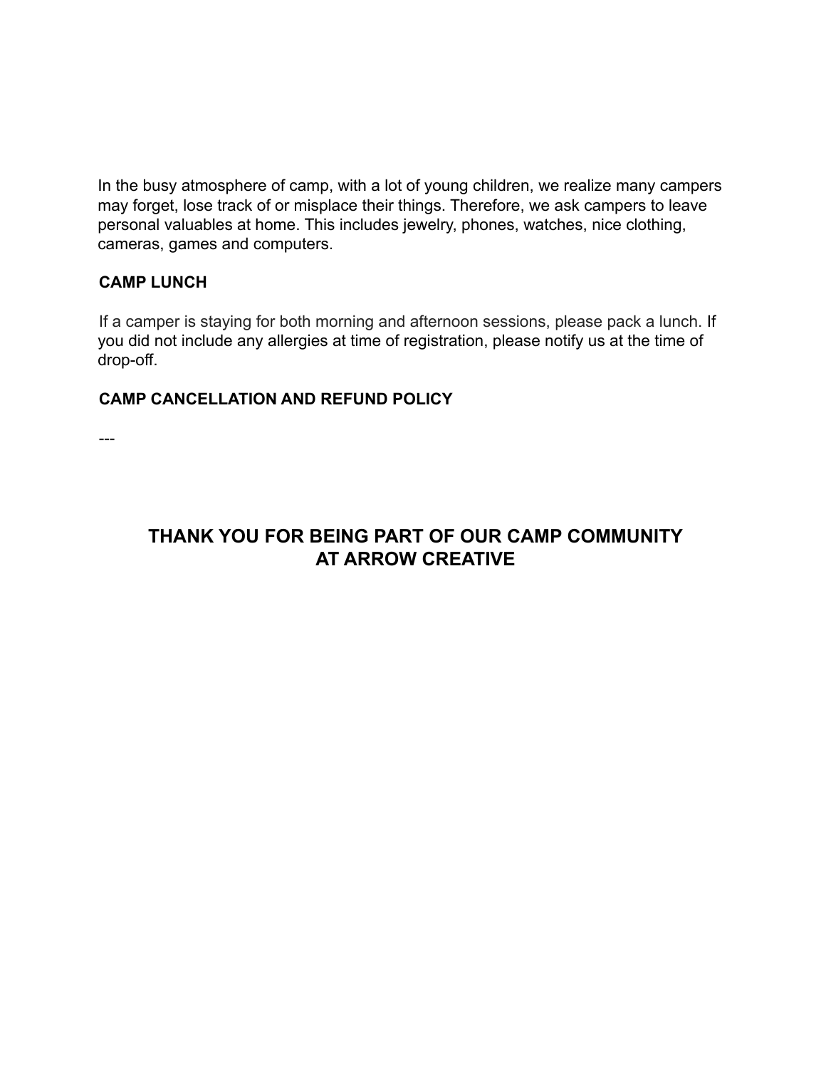In the busy atmosphere of camp, with a lot of young children, we realize many campers may forget, lose track of or misplace their things. Therefore, we ask campers to leave personal valuables at home. This includes jewelry, phones, watches, nice clothing, cameras, games and computers.

**CAMP LUNCH**

If a camper is staying for both morning and afternoon sessions, please pack a lunch. If you did not include any allergies at time of registration, please notify us at the time of drop-off.

**CAMP CANCELLATION AND REFUND POLICY**

---

## THANK YOU FOR BEING PART OF OUR CAMP COMMUNITY AT ARROW CREATIVE